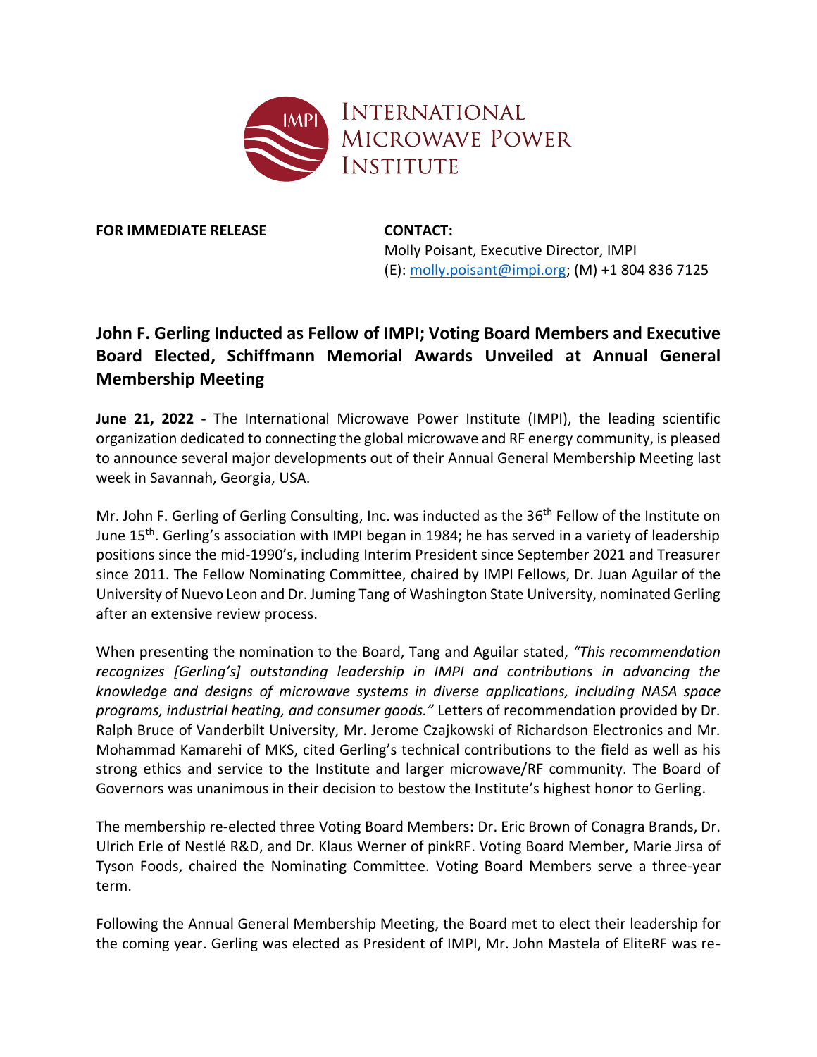INTERNATIONAL MICROWAVE POWER INSTITUTE

**FOR IMMEDIATE RELEASE**

**CONTACT:**
Molly Poisant, Executive Director, IMPI
(E): molly.poisant@impi.org; (M) +1 804 836 7125

## John F. Gerling Inducted as Fellow of IMPI; Voting Board Members and Executive Board Elected, Schiffmann Memorial Awards Unveiled at Annual General Membership Meeting

**June 21, 2022 -** The International Microwave Power Institute (IMPI), the leading scientific organization dedicated to connecting the global microwave and RF energy community, is pleased to announce several major developments out of their Annual General Membership Meeting last week in Savannah, Georgia, USA.

Mr. John F. Gerling of Gerling Consulting, Inc. was inducted as the 36th Fellow of the Institute on June 15th. Gerling's association with IMPI began in 1984; he has served in a variety of leadership positions since the mid-1990's, including Interim President since September 2021 and Treasurer since 2011. The Fellow Nominating Committee, chaired by IMPI Fellows, Dr. Juan Aguilar of the University of Nuevo Leon and Dr. Juming Tang of Washington State University, nominated Gerling after an extensive review process.

When presenting the nomination to the Board, Tang and Aguilar stated, *"This recommendation recognizes [Gerling's] outstanding leadership in IMPI and contributions in advancing the knowledge and designs of microwave systems in diverse applications, including NASA space programs, industrial heating, and consumer goods."* Letters of recommendation provided by Dr. Ralph Bruce of Vanderbilt University, Mr. Jerome Czajkowski of Richardson Electronics and Mr. Mohammad Kamarehi of MKS, cited Gerling's technical contributions to the field as well as his strong ethics and service to the Institute and larger microwave/RF community. The Board of Governors was unanimous in their decision to bestow the Institute's highest honor to Gerling.

The membership re-elected three Voting Board Members: Dr. Eric Brown of Conagra Brands, Dr. Ulrich Erle of Nestlé R&D, and Dr. Klaus Werner of pinkRF. Voting Board Member, Marie Jirsa of Tyson Foods, chaired the Nominating Committee. Voting Board Members serve a three-year term.

Following the Annual General Membership Meeting, the Board met to elect their leadership for the coming year. Gerling was elected as President of IMPI, Mr. John Mastela of EliteRF was re-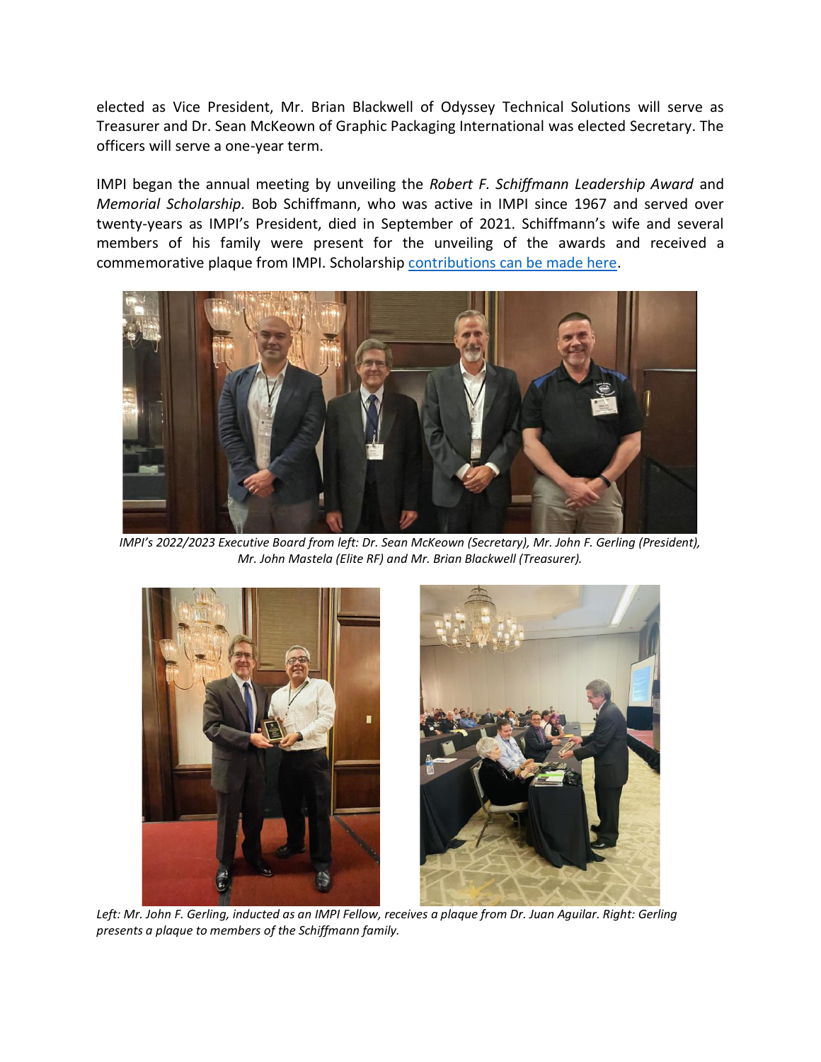elected as Vice President, Mr. Brian Blackwell of Odyssey Technical Solutions will serve as Treasurer and Dr. Sean McKeown of Graphic Packaging International was elected Secretary. The officers will serve a one-year term.

IMPI began the annual meeting by unveiling the *Robert F. Schiffmann Leadership Award* and *Memorial Scholarship.* Bob Schiffmann, who was active in IMPI since 1967 and served over twenty-years as IMPI's President, died in September of 2021. Schiffmann's wife and several members of his family were present for the unveiling of the awards and received a commemorative plaque from IMPI. Scholarship contributions can be made here.

*IMPI's 2022/2023 Executive Board from left: Dr. Sean McKeown (Secretary), Mr. John F. Gerling (President), Mr. John Mastela (Elite RF) and Mr. Brian Blackwell (Treasurer).*

*Left: Mr. John F. Gerling, inducted as an IMPI Fellow, receives a plaque from Dr. Juan Aguilar. Right: Gerling presents a plaque to members of the Schiffmann family.*